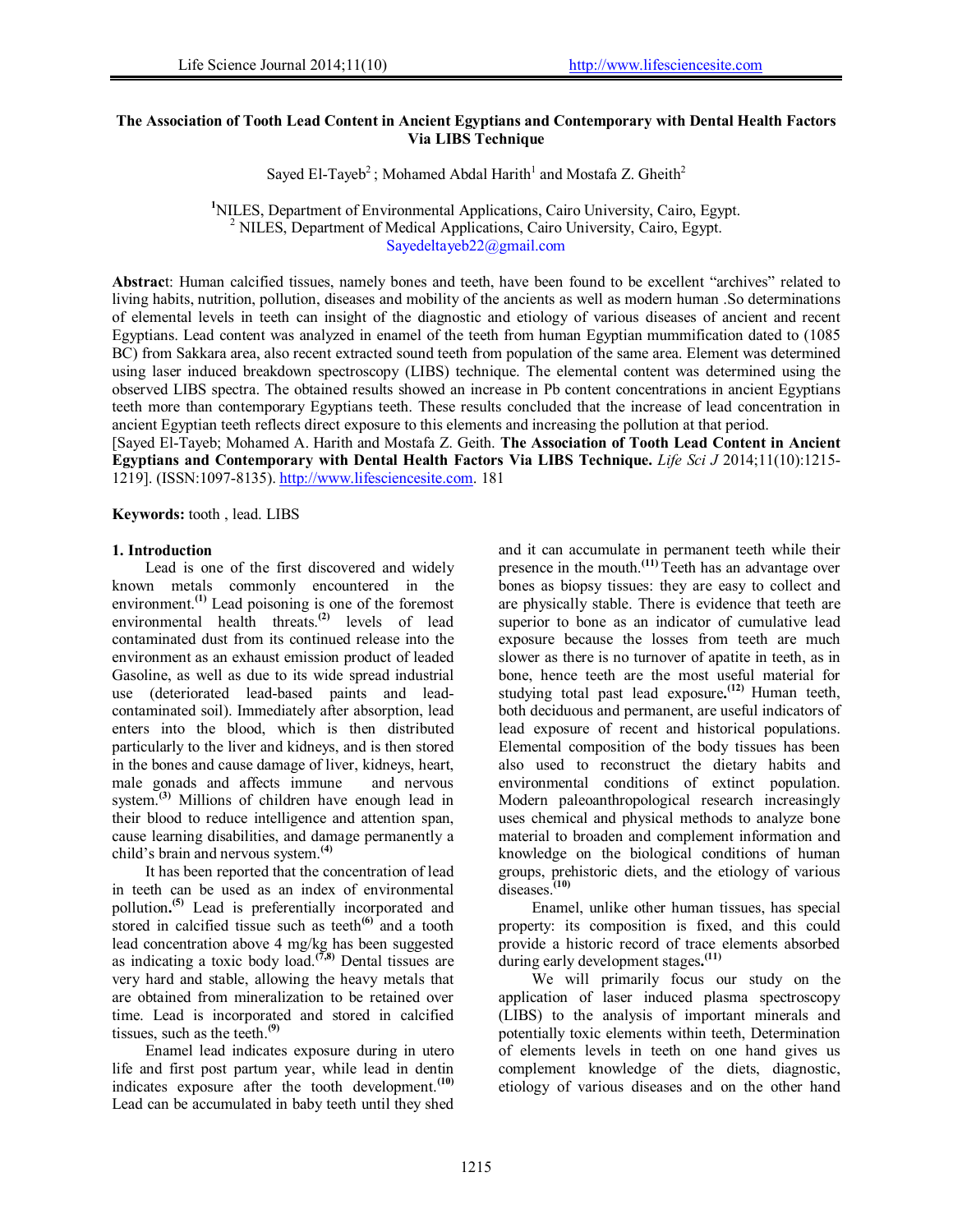# The Association of Tooth Lead Content in Ancient Egyptians and Contemporary with Dental Health Factors Via LIBS Technique

Sayed El-Tayeb[2] ; Mohamed Abdal Harith[1] and Mostafa Z. Gheith[2]

[1]NILES, Department of Environmental Applications, Cairo University, Cairo, Egypt.
[2] NILES, Department of Medical Applications, Cairo University, Cairo, Egypt.
Sayedeltayeb22@gmail.com

**Abstract**: Human calcified tissues, namely bones and teeth, have been found to be excellent "archives" related to living habits, nutrition, pollution, diseases and mobility of the ancients as well as modern human .So determinations of elemental levels in teeth can insight of the diagnostic and etiology of various diseases of ancient and recent Egyptians. Lead content was analyzed in enamel of the teeth from human Egyptian mummification dated to (1085 BC) from Sakkara area, also recent extracted sound teeth from population of the same area. Element was determined using laser induced breakdown spectroscopy (LIBS) technique. The elemental content was determined using the observed LIBS spectra. The obtained results showed an increase in Pb content concentrations in ancient Egyptians teeth more than contemporary Egyptians teeth. These results concluded that the increase of lead concentration in ancient Egyptian teeth reflects direct exposure to this elements and increasing the pollution at that period.

[Sayed El-Tayeb; Mohamed A. Harith and Mostafa Z. Geith. **The Association of Tooth Lead Content in Ancient Egyptians and Contemporary with Dental Health Factors Via LIBS Technique.** *Life Sci J* 2014;11(10):1215-1219]. (ISSN:1097-8135). http://www.lifesciencesite.com. 181

**Keywords:** tooth , lead. LIBS

## 1. Introduction

Lead is one of the first discovered and widely known metals commonly encountered in the environment.[1] Lead poisoning is one of the foremost environmental health threats.[2] levels of lead contaminated dust from its continued release into the environment as an exhaust emission product of leaded Gasoline, as well as due to its wide spread industrial use (deteriorated lead-based paints and lead-contaminated soil). Immediately after absorption, lead enters into the blood, which is then distributed particularly to the liver and kidneys, and is then stored in the bones and cause damage of liver, kidneys, heart, male gonads and affects immune and nervous system.[3] Millions of children have enough lead in their blood to reduce intelligence and attention span, cause learning disabilities, and damage permanently a child's brain and nervous system.[4]

It has been reported that the concentration of lead in teeth can be used as an index of environmental pollution**.**[5] Lead is preferentially incorporated and stored in calcified tissue such as teeth[6] and a tooth lead concentration above 4 mg/kg has been suggested as indicating a toxic body load.[7,8] Dental tissues are very hard and stable, allowing the heavy metals that are obtained from mineralization to be retained over time. Lead is incorporated and stored in calcified tissues, such as the teeth.[9]

Enamel lead indicates exposure during in utero life and first post partum year, while lead in dentin indicates exposure after the tooth development.[10] Lead can be accumulated in baby teeth until they shed and it can accumulate in permanent teeth while their presence in the mouth.[11] Teeth has an advantage over bones as biopsy tissues: they are easy to collect and are physically stable. There is evidence that teeth are superior to bone as an indicator of cumulative lead exposure because the losses from teeth are much slower as there is no turnover of apatite in teeth, as in bone, hence teeth are the most useful material for studying total past lead exposure**.**[12] Human teeth, both deciduous and permanent, are useful indicators of lead exposure of recent and historical populations. Elemental composition of the body tissues has been also used to reconstruct the dietary habits and environmental conditions of extinct population. Modern paleoanthropological research increasingly uses chemical and physical methods to analyze bone material to broaden and complement information and knowledge on the biological conditions of human groups, prehistoric diets, and the etiology of various diseases.[10]

Enamel, unlike other human tissues, has special property: its composition is fixed, and this could provide a historic record of trace elements absorbed during early development stages**.**[11]

We will primarily focus our study on the application of laser induced plasma spectroscopy (LIBS) to the analysis of important minerals and potentially toxic elements within teeth, Determination of elements levels in teeth on one hand gives us complement knowledge of the diets, diagnostic, etiology of various diseases and on the other hand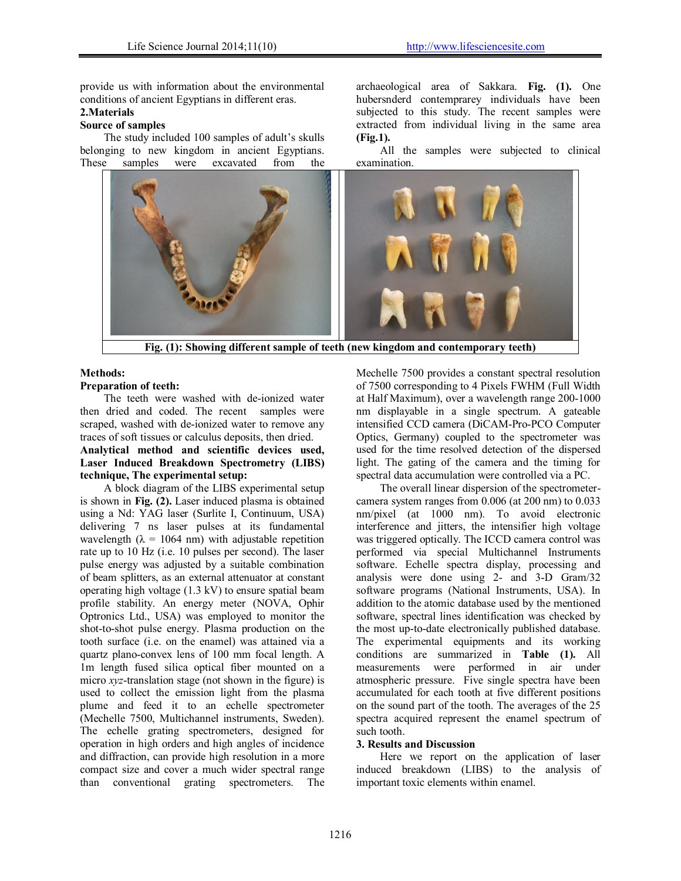provide us with information about the environmental conditions of ancient Egyptians in different eras.

## 2.Materials

### Source of samples

The study included 100 samples of adult's skulls belonging to new kingdom in ancient Egyptians. These samples were excavated from the archaeological area of Sakkara. **Fig. (1).** One hubersnderd contemprarey individuals have been subjected to this study. The recent samples were extracted from individual living in the same area **(Fig.1).**

All the samples were subjected to clinical examination.

**Fig. (1): Showing different sample of teeth (new kingdom and contemporary teeth)**

### Methods:

**Preparation of teeth:**

The teeth were washed with de-ionized water then dried and coded. The recent samples were scraped, washed with de-ionized water to remove any traces of soft tissues or calculus deposits, then dried.

**Analytical method and scientific devices used, Laser Induced Breakdown Spectrometry (LIBS) technique, The experimental setup:**

A block diagram of the LIBS experimental setup is shown in **Fig. (2).** Laser induced plasma is obtained using a Nd: YAG laser (Surlite I, Continuum, USA) delivering 7 ns laser pulses at its fundamental wavelength ($\lambda$ = 1064 nm) with adjustable repetition rate up to 10 Hz (i.e. 10 pulses per second). The laser pulse energy was adjusted by a suitable combination of beam splitters, as an external attenuator at constant operating high voltage (1.3 kV) to ensure spatial beam profile stability. An energy meter (NOVA, Ophir Optronics Ltd., USA) was employed to monitor the shot-to-shot pulse energy. Plasma production on the tooth surface (i.e. on the enamel) was attained via a quartz plano-convex lens of 100 mm focal length. A 1m length fused silica optical fiber mounted on a micro *xyz*-translation stage (not shown in the figure) is used to collect the emission light from the plasma plume and feed it to an echelle spectrometer (Mechelle 7500, Multichannel instruments, Sweden). The echelle grating spectrometers, designed for operation in high orders and high angles of incidence and diffraction, can provide high resolution in a more compact size and cover a much wider spectral range than conventional grating spectrometers. The Mechelle 7500 provides a constant spectral resolution of 7500 corresponding to 4 Pixels FWHM (Full Width at Half Maximum), over a wavelength range 200-1000 nm displayable in a single spectrum. A gateable intensified CCD camera (DiCAM-Pro-PCO Computer Optics, Germany) coupled to the spectrometer was used for the time resolved detection of the dispersed light. The gating of the camera and the timing for spectral data accumulation were controlled via a PC.

The overall linear dispersion of the spectrometer-camera system ranges from 0.006 (at 200 nm) to 0.033 nm/pixel (at 1000 nm). To avoid electronic interference and jitters, the intensifier high voltage was triggered optically. The ICCD camera control was performed via special Multichannel Instruments software. Echelle spectra display, processing and analysis were done using 2- and 3-D Gram/32 software programs (National Instruments, USA). In addition to the atomic database used by the mentioned software, spectral lines identification was checked by the most up-to-date electronically published database. The experimental equipments and its working conditions are summarized in **Table (1).** All measurements were performed in air under atmospheric pressure. Five single spectra have been accumulated for each tooth at five different positions on the sound part of the tooth. The averages of the 25 spectra acquired represent the enamel spectrum of such tooth.

## 3. Results and Discussion

Here we report on the application of laser induced breakdown (LIBS) to the analysis of important toxic elements within enamel.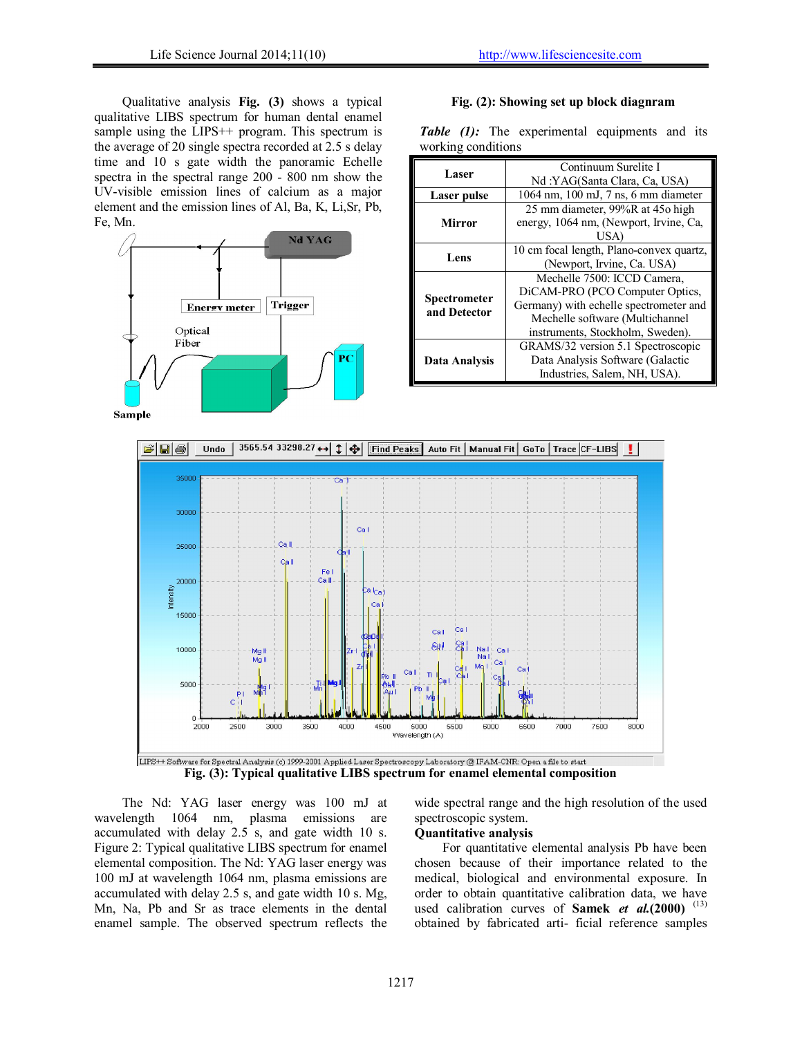Qualitative analysis **Fig. (3)** shows a typical qualitative LIBS spectrum for human dental enamel sample using the LIPS++ program. This spectrum is the average of 20 single spectra recorded at 2.5 s delay time and 10 s gate width the panoramic Echelle spectra in the spectral range 200 - 800 nm show the UV-visible emission lines of calcium as a major element and the emission lines of Al, Ba, K, Li,Sr, Pb, Fe, Mn.

**Fig. (2): Showing set up block diagnram**

***Table (1):*** The experimental equipments and its working conditions

| | |
|---|---|
| **Laser** | Continuum Surelite I Nd :YAG(Santa Clara, Ca, USA) |
| **Laser pulse** | 1064 nm, 100 mJ, 7 ns, 6 mm diameter |
| **Mirror** | 25 mm diameter, 99%R at 45o high energy, 1064 nm, (Newport, Irvine, Ca, USA) |
| **Lens** | 10 cm focal length, Plano-convex quartz, (Newport, Irvine, Ca. USA) |
| **Spectrometer and Detector** | Mechelle 7500: ICCD Camera, DiCAM-PRO (PCO Computer Optics, Germany) with echelle spectrometer and Mechelle software (Multichannel instruments, Stockholm, Sweden). |
| **Data Analysis** | GRAMS/32 version 5.1 Spectroscopic Data Analysis Software (Galactic Industries, Salem, NH, USA). |

**Fig. (3): Typical qualitative LIBS spectrum for enamel elemental composition**

The Nd: YAG laser energy was 100 mJ at wavelength 1064 nm, plasma emissions are accumulated with delay 2.5 s, and gate width 10 s. Figure 2: Typical qualitative LIBS spectrum for enamel elemental composition. The Nd: YAG laser energy was 100 mJ at wavelength 1064 nm, plasma emissions are accumulated with delay 2.5 s, and gate width 10 s. Mg, Mn, Na, Pb and Sr as trace elements in the dental enamel sample. The observed spectrum reflects the wide spectral range and the high resolution of the used spectroscopic system.

**Quantitative analysis**

For quantitative elemental analysis Pb have been chosen because of their importance related to the medical, biological and environmental exposure. In order to obtain quantitative calibration data, we have used calibration curves of **Samek *et al.*(2000)** [13] obtained by fabricated arti- ficial reference samples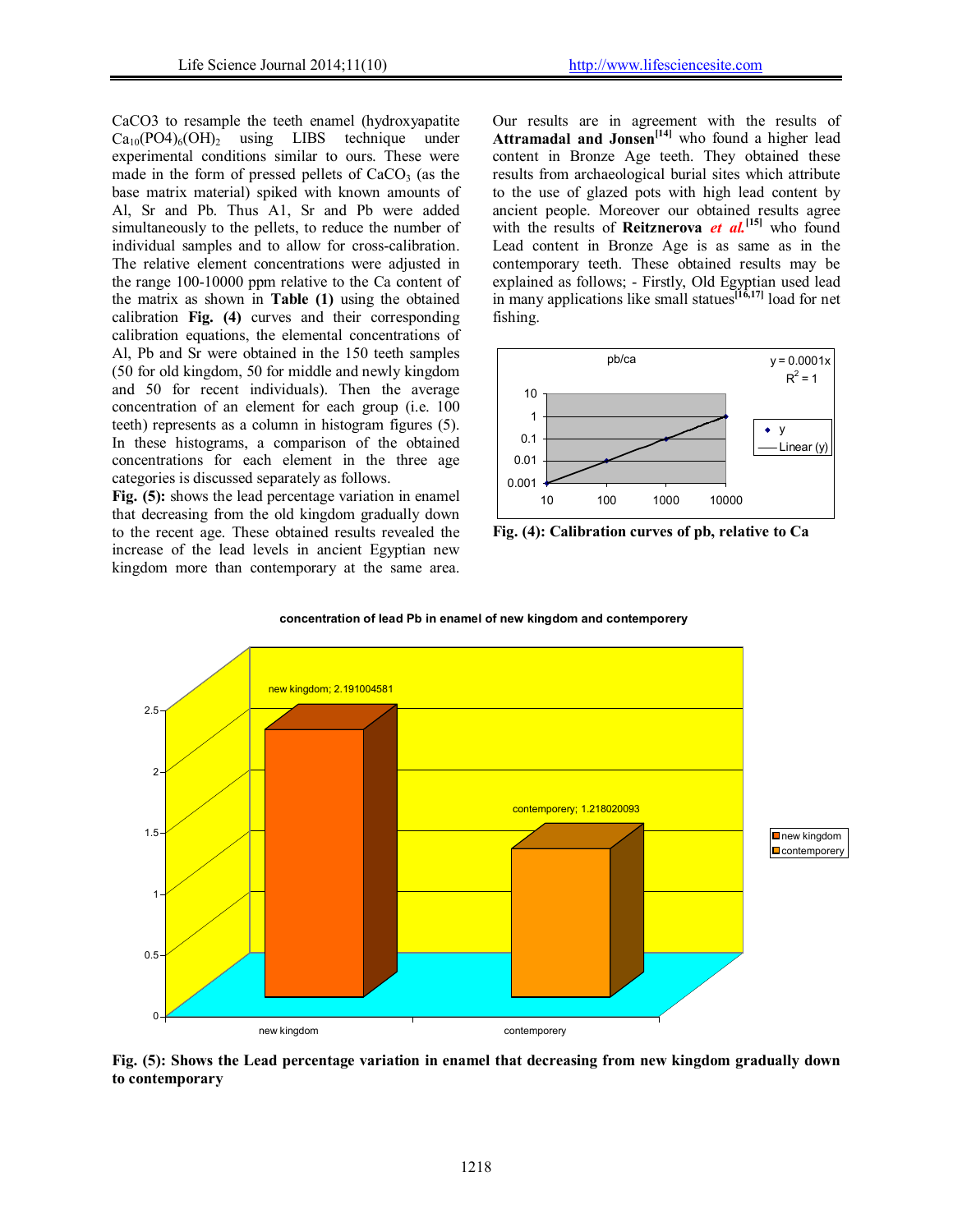CaCO3 to resample the teeth enamel (hydroxyapatite $Ca_{10}(PO4)_6(OH)_2$ using LIBS technique under experimental conditions similar to ours. These were made in the form of pressed pellets of $CaCO_3$ (as the base matrix material) spiked with known amounts of Al, Sr and Pb. Thus A1, Sr and Pb were added simultaneously to the pellets, to reduce the number of individual samples and to allow for cross-calibration. The relative element concentrations were adjusted in the range 100-10000 ppm relative to the Ca content of the matrix as shown in **Table (1)** using the obtained calibration **Fig. (4)** curves and their corresponding calibration equations, the elemental concentrations of Al, Pb and Sr were obtained in the 150 teeth samples (50 for old kingdom, 50 for middle and newly kingdom and 50 for recent individuals). Then the average concentration of an element for each group (i.e. 100 teeth) represents as a column in histogram figures (5). In these histograms, a comparison of the obtained concentrations for each element in the three age categories is discussed separately as follows.

**Fig. (5):** shows the lead percentage variation in enamel that decreasing from the old kingdom gradually down to the recent age. These obtained results revealed the increase of the lead levels in ancient Egyptian new kingdom more than contemporary at the same area. Our results are in agreement with the results of **Attramadal and Jonsen**[14] who found a higher lead content in Bronze Age teeth. They obtained these results from archaeological burial sites which attribute to the use of glazed pots with high lead content by ancient people. Moreover our obtained results agree with the results of **Reitznerova** ***et al.***[15] who found Lead content in Bronze Age is as same as in the contemporary teeth. These obtained results may be explained as follows; - Firstly, Old Egyptian used lead in many applications like small statues[16,17] load for net fishing.

**Fig. (4): Calibration curves of pb, relative to Ca**

**Fig. (5): Shows the Lead percentage variation in enamel that decreasing from new kingdom gradually down to contemporary**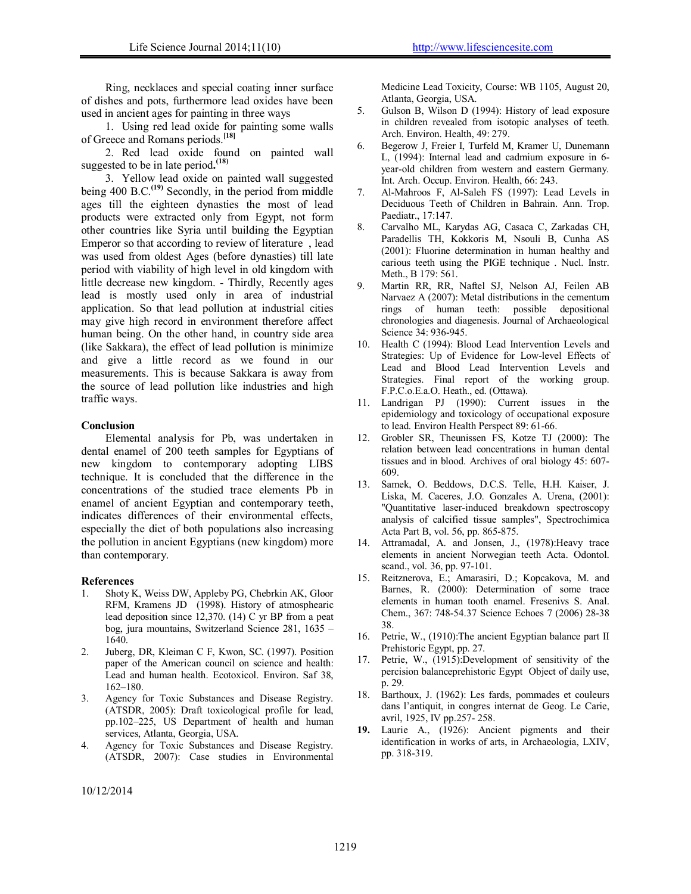Ring, necklaces and special coating inner surface of dishes and pots, furthermore lead oxides have been used in ancient ages for painting in three ways

1. Using red lead oxide for painting some walls of Greece and Romans periods.[18]

2. Red lead oxide found on painted wall suggested to be in late period.[18]

3. Yellow lead oxide on painted wall suggested being 400 B.C.[19] Secondly, in the period from middle ages till the eighteen dynasties the most of lead products were extracted only from Egypt, not form other countries like Syria until building the Egyptian Emperor so that according to review of literature , lead was used from oldest Ages (before dynasties) till late period with viability of high level in old kingdom with little decrease new kingdom. - Thirdly, Recently ages lead is mostly used only in area of industrial application. So that lead pollution at industrial cities may give high record in environment therefore affect human being. On the other hand, in country side area (like Sakkara), the effect of lead pollution is minimize and give a little record as we found in our measurements. This is because Sakkara is away from the source of lead pollution like industries and high traffic ways.

## Conclusion

Elemental analysis for Pb, was undertaken in dental enamel of 200 teeth samples for Egyptians of new kingdom to contemporary adopting LIBS technique. It is concluded that the difference in the concentrations of the studied trace elements Pb in enamel of ancient Egyptian and contemporary teeth, indicates differences of their environmental effects, especially the diet of both populations also increasing the pollution in ancient Egyptians (new kingdom) more than contemporary.

## References

1. Shoty K, Weiss DW, Appleby PG, Chebrkin AK, Gloor RFM, Kramens JD (1998). History of atmosphearic lead deposition since 12,370. (14) C yr BP from a peat bog, jura mountains, Switzerland Science 281, 1635 – 1640.
2. Juberg, DR, Kleiman C F, Kwon, SC. (1997). Position paper of the American council on science and health: Lead and human health. Ecotoxicol. Environ. Saf 38, 162–180.
3. Agency for Toxic Substances and Disease Registry. (ATSDR, 2005): Draft toxicological profile for lead, pp.102–225, US Department of health and human services, Atlanta, Georgia, USA.
4. Agency for Toxic Substances and Disease Registry. (ATSDR, 2007): Case studies in Environmental Medicine Lead Toxicity, Course: WB 1105, August 20, Atlanta, Georgia, USA.
5. Gulson B, Wilson D (1994): History of lead exposure in children revealed from isotopic analyses of teeth. Arch. Environ. Health, 49: 279.
6. Begerow J, Freier I, Turfeld M, Kramer U, Dunemann L, (1994): Internal lead and cadmium exposure in 6-year-old children from western and eastern Germany. Int. Arch. Occup. Environ. Health, 66: 243.
7. Al-Mahroos F, Al-Saleh FS (1997): Lead Levels in Deciduous Teeth of Children in Bahrain. Ann. Trop. Paediatr., 17:147.
8. Carvalho ML, Karydas AG, Casaca C, Zarkadas CH, Paradellis TH, Kokkoris M, Nsouli B, Cunha AS (2001): Fluorine determination in human healthy and carious teeth using the PIGE technique . Nucl. Instr. Meth., B 179: 561.
9. Martin RR, RR, Naftel SJ, Nelson AJ, Feilen AB Narvaez A (2007): Metal distributions in the cementum rings of human teeth: possible depositional chronologies and diagenesis. Journal of Archaeological Science 34: 936-945.
10. Health C (1994): Blood Lead Intervention Levels and Strategies: Up of Evidence for Low-level Effects of Lead and Blood Lead Intervention Levels and Strategies. Final report of the working group. F.P.C.o.E.a.O. Heath., ed. (Ottawa).
11. Landrigan PJ (1990): Current issues in the epidemiology and toxicology of occupational exposure to lead. Environ Health Perspect 89: 61-66.
12. Grobler SR, Theunissen FS, Kotze TJ (2000): The relation between lead concentrations in human dental tissues and in blood. Archives of oral biology 45: 607-609.
13. Samek, O. Beddows, D.C.S. Telle, H.H. Kaiser, J. Liska, M. Caceres, J.O. Gonzales A. Urena, (2001): "Quantitative laser-induced breakdown spectroscopy analysis of calcified tissue samples", Spectrochimica Acta Part B, vol. 56, pp. 865-875.
14. Attramadal, A. and Jonsen, J., (1978):Heavy trace elements in ancient Norwegian teeth Acta. Odontol. scand., vol. 36, pp. 97-101.
15. Reitznerova, E.; Amarasiri, D.; Kopcakova, M. and Barnes, R. (2000): Determination of some trace elements in human tooth enamel. Fresenivs S. Anal. Chem., 367: 748-54.37 Science Echoes 7 (2006) 28-38 38.
16. Petrie, W., (1910):The ancient Egyptian balance part II Prehistoric Egypt, pp. 27.
17. Petrie, W., (1915):Development of sensitivity of the percision balanceprehistoric Egypt Object of daily use, p. 29.
18. Barthoux, J. (1962): Les fards, pommades et couleurs dans l'antiquit, in congres internat de Geog. Le Carie, avril, 1925, IV pp.257- 258.
19. Laurie A., (1926): Ancient pigments and their identification in works of arts, in Archaeologia, LXIV, pp. 318-319.

10/12/2014